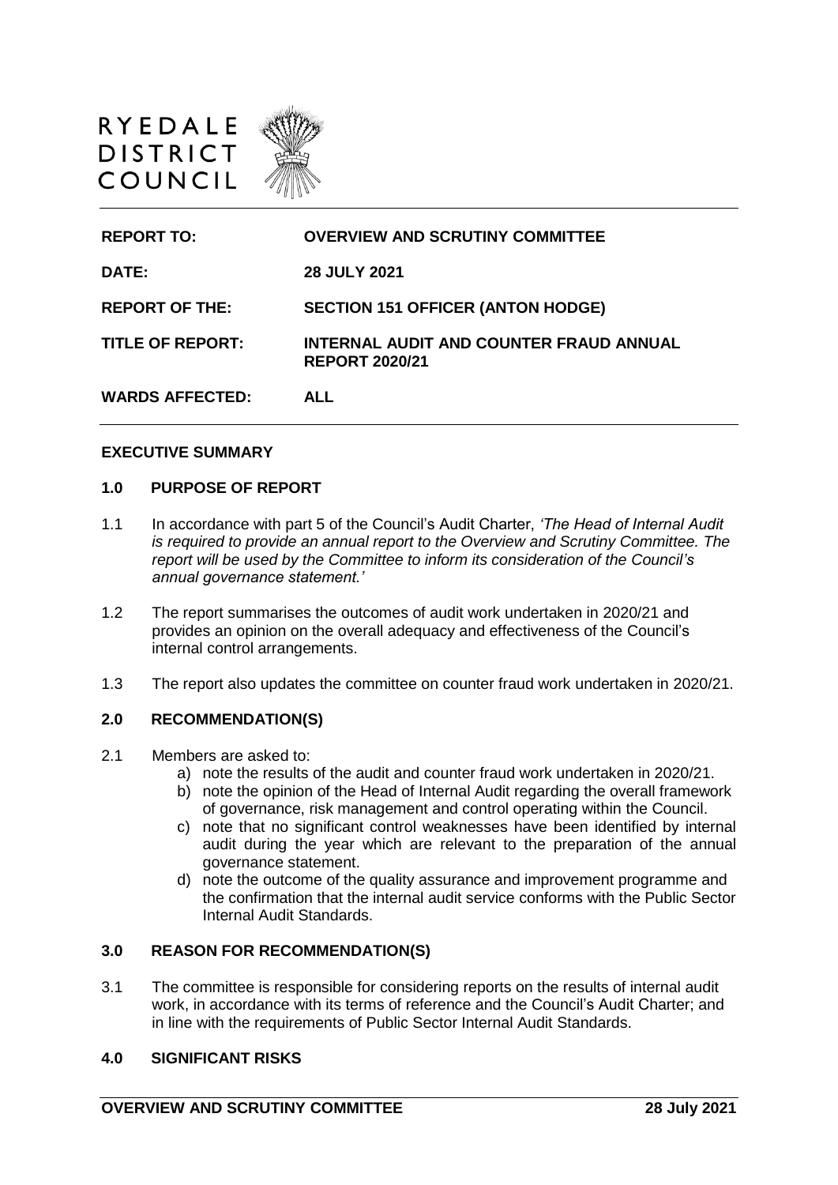RYEDALE DISTRICT COUNCIL

| | |
|---|---|
| **REPORT TO:** | **OVERVIEW AND SCRUTINY COMMITTEE** |
| **DATE:** | **28 JULY 2021** |
| **REPORT OF THE:** | **SECTION 151 OFFICER (ANTON HODGE)** |
| **TITLE OF REPORT:** | **INTERNAL AUDIT AND COUNTER FRAUD ANNUAL REPORT 2020/21** |
| **WARDS AFFECTED:** | **ALL** |

## EXECUTIVE SUMMARY

### 1.0 PURPOSE OF REPORT

1.1 In accordance with part 5 of the Council's Audit Charter, *'The Head of Internal Audit is required to provide an annual report to the Overview and Scrutiny Committee. The report will be used by the Committee to inform its consideration of the Council's annual governance statement.'*

1.2 The report summarises the outcomes of audit work undertaken in 2020/21 and provides an opinion on the overall adequacy and effectiveness of the Council's internal control arrangements.

1.3 The report also updates the committee on counter fraud work undertaken in 2020/21.

### 2.0 RECOMMENDATION(S)

2.1 Members are asked to:

a) note the results of the audit and counter fraud work undertaken in 2020/21.
b) note the opinion of the Head of Internal Audit regarding the overall framework of governance, risk management and control operating within the Council.
c) note that no significant control weaknesses have been identified by internal audit during the year which are relevant to the preparation of the annual governance statement.
d) note the outcome of the quality assurance and improvement programme and the confirmation that the internal audit service conforms with the Public Sector Internal Audit Standards.

### 3.0 REASON FOR RECOMMENDATION(S)

3.1 The committee is responsible for considering reports on the results of internal audit work, in accordance with its terms of reference and the Council's Audit Charter; and in line with the requirements of Public Sector Internal Audit Standards.

### 4.0 SIGNIFICANT RISKS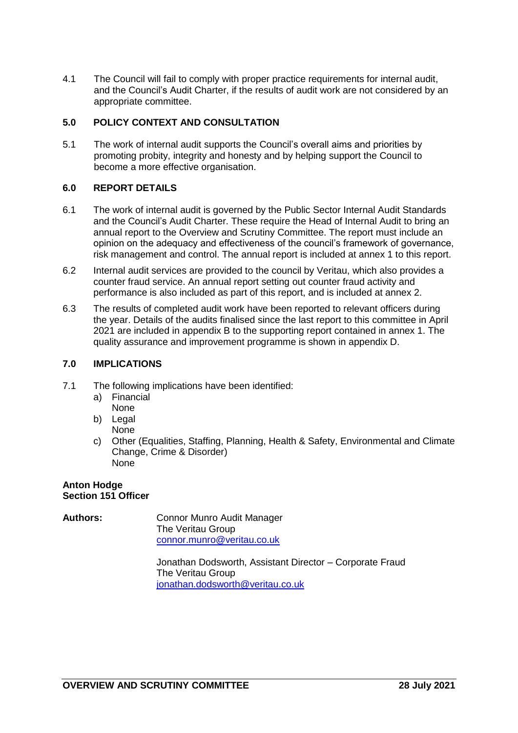4.1 The Council will fail to comply with proper practice requirements for internal audit, and the Council's Audit Charter, if the results of audit work are not considered by an appropriate committee.

## 5.0 POLICY CONTEXT AND CONSULTATION

5.1 The work of internal audit supports the Council's overall aims and priorities by promoting probity, integrity and honesty and by helping support the Council to become a more effective organisation.

## 6.0 REPORT DETAILS

6.1 The work of internal audit is governed by the Public Sector Internal Audit Standards and the Council's Audit Charter. These require the Head of Internal Audit to bring an annual report to the Overview and Scrutiny Committee. The report must include an opinion on the adequacy and effectiveness of the council's framework of governance, risk management and control. The annual report is included at annex 1 to this report.

6.2 Internal audit services are provided to the council by Veritau, which also provides a counter fraud service. An annual report setting out counter fraud activity and performance is also included as part of this report, and is included at annex 2.

6.3 The results of completed audit work have been reported to relevant officers during the year. Details of the audits finalised since the last report to this committee in April 2021 are included in appendix B to the supporting report contained in annex 1. The quality assurance and improvement programme is shown in appendix D.

## 7.0 IMPLICATIONS

7.1 The following implications have been identified:

a) Financial
   None

b) Legal
   None

c) Other (Equalities, Staffing, Planning, Health & Safety, Environmental and Climate Change, Crime & Disorder)
   None

**Anton Hodge**
**Section 151 Officer**

**Authors:**

Connor Munro Audit Manager
The Veritau Group
connor.munro@veritau.co.uk

Jonathan Dodsworth, Assistant Director – Corporate Fraud
The Veritau Group
jonathan.dodsworth@veritau.co.uk